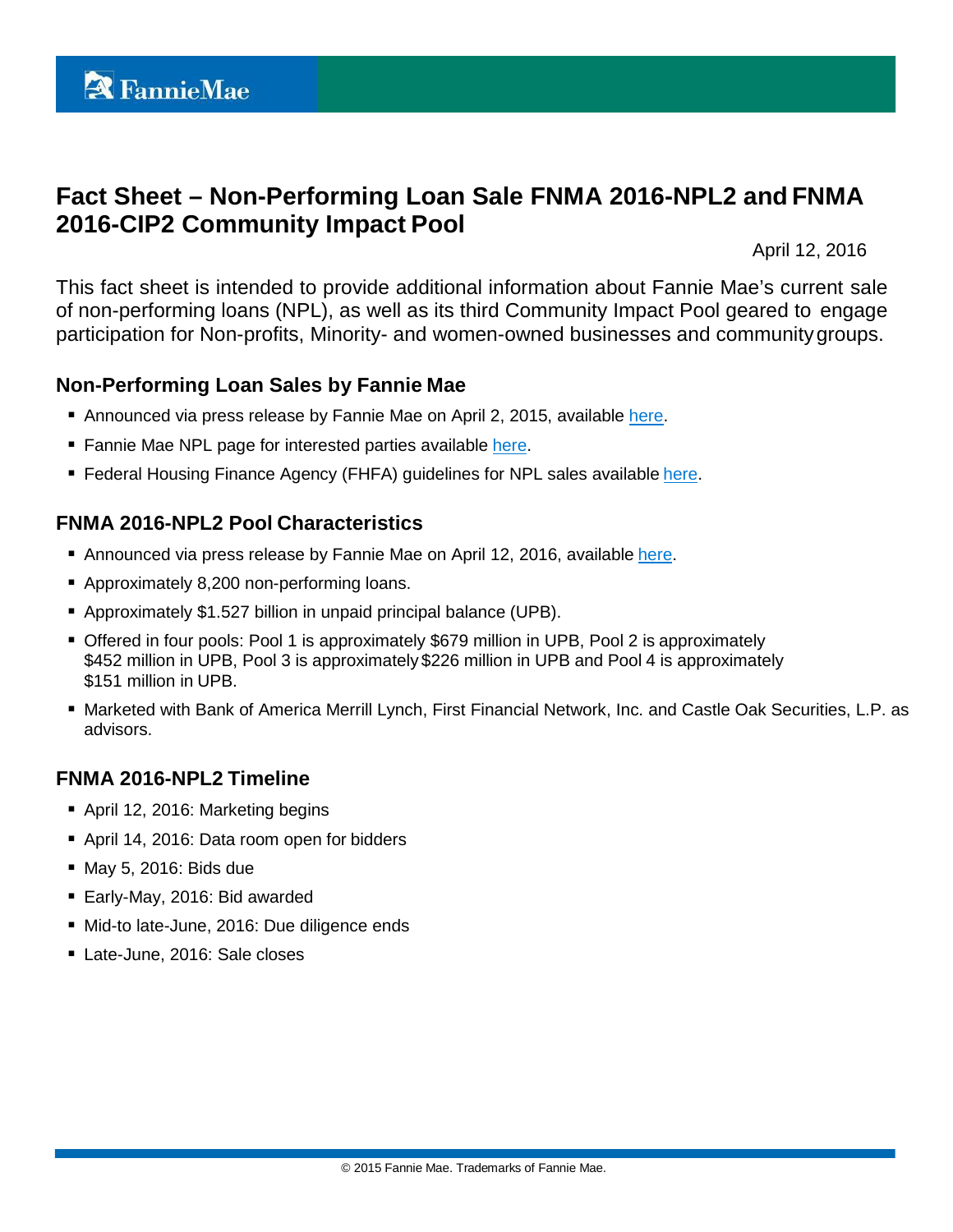# Fact Sheet – Non-Performing Loan Sale FNMA 2016-NPL2 and FNMA 2016-CIP2 Community Impact Pool

April 12, 2016

This fact sheet is intended to provide additional information about Fannie Mae's current sale of non-performing loans (NPL), as well as its third Community Impact Pool geared to engage participation for Non-profits, Minority- and women-owned businesses and community groups.

## Non-Performing Loan Sales by Fannie Mae

- Announced via press release by Fannie Mae on April 2, 2015, available here.
- Fannie Mae NPL page for interested parties available here.
- Federal Housing Finance Agency (FHFA) guidelines for NPL sales available here.

## FNMA 2016-NPL2 Pool Characteristics

- Announced via press release by Fannie Mae on April 12, 2016, available here.
- Approximately 8,200 non-performing loans.
- Approximately $1.527 billion in unpaid principal balance (UPB).
- Offered in four pools: Pool 1 is approximately $679 million in UPB, Pool 2 is approximately $452 million in UPB, Pool 3 is approximately $226 million in UPB and Pool 4 is approximately $151 million in UPB.
- Marketed with Bank of America Merrill Lynch, First Financial Network, Inc. and Castle Oak Securities, L.P. as advisors.

## FNMA 2016-NPL2 Timeline

- April 12, 2016: Marketing begins
- April 14, 2016: Data room open for bidders
- May 5, 2016: Bids due
- Early-May, 2016: Bid awarded
- Mid-to late-June, 2016: Due diligence ends
- Late-June, 2016: Sale closes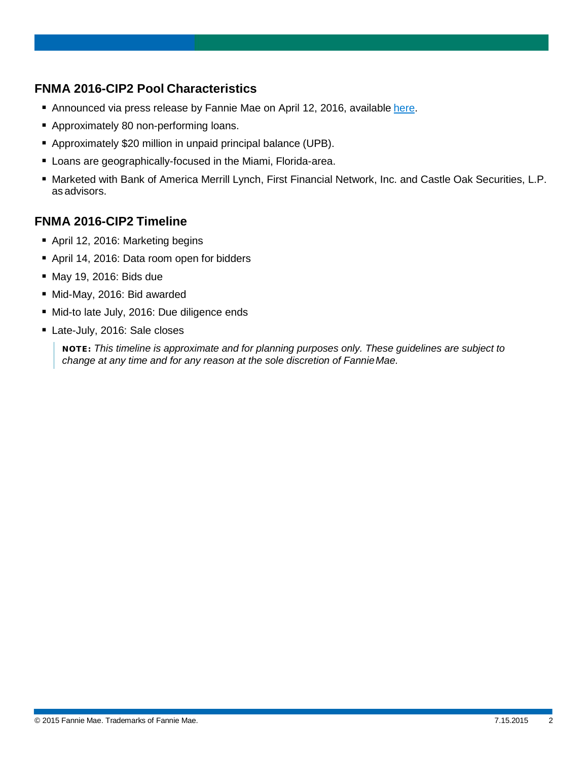## FNMA 2016-CIP2 Pool Characteristics

- Announced via press release by Fannie Mae on April 12, 2016, available here.
- Approximately 80 non-performing loans.
- Approximately $20 million in unpaid principal balance (UPB).
- Loans are geographically-focused in the Miami, Florida-area.
- Marketed with Bank of America Merrill Lynch, First Financial Network, Inc. and Castle Oak Securities, L.P. as advisors.

## FNMA 2016-CIP2 Timeline

- April 12, 2016: Marketing begins
- April 14, 2016: Data room open for bidders
- May 19, 2016: Bids due
- Mid-May, 2016: Bid awarded
- Mid-to late July, 2016: Due diligence ends
- Late-July, 2016: Sale closes

> **NOTE:** *This timeline is approximate and for planning purposes only. These guidelines are subject to change at any time and for any reason at the sole discretion of Fannie Mae.*